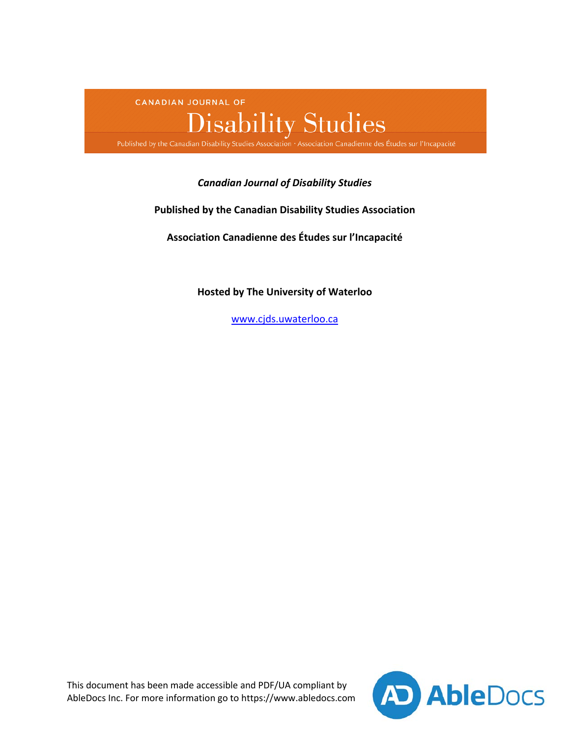CANADIAN JOURNAL OF

# Disability Studies

Published by the Canadian Disability Studies Association · Association Canadienne des Études sur l'Incapacité

***Canadian Journal of Disability Studies***

**Published by the Canadian Disability Studies Association**

**Association Canadienne des Études sur l'Incapacité**

**Hosted by The University of Waterloo**

[www.cjds.uwaterloo.ca](http://www.cjds.uwaterloo.ca)

This document has been made accessible and PDF/UA compliant by AbleDocs Inc. For more information go to https://www.abledocs.com

AbleDocs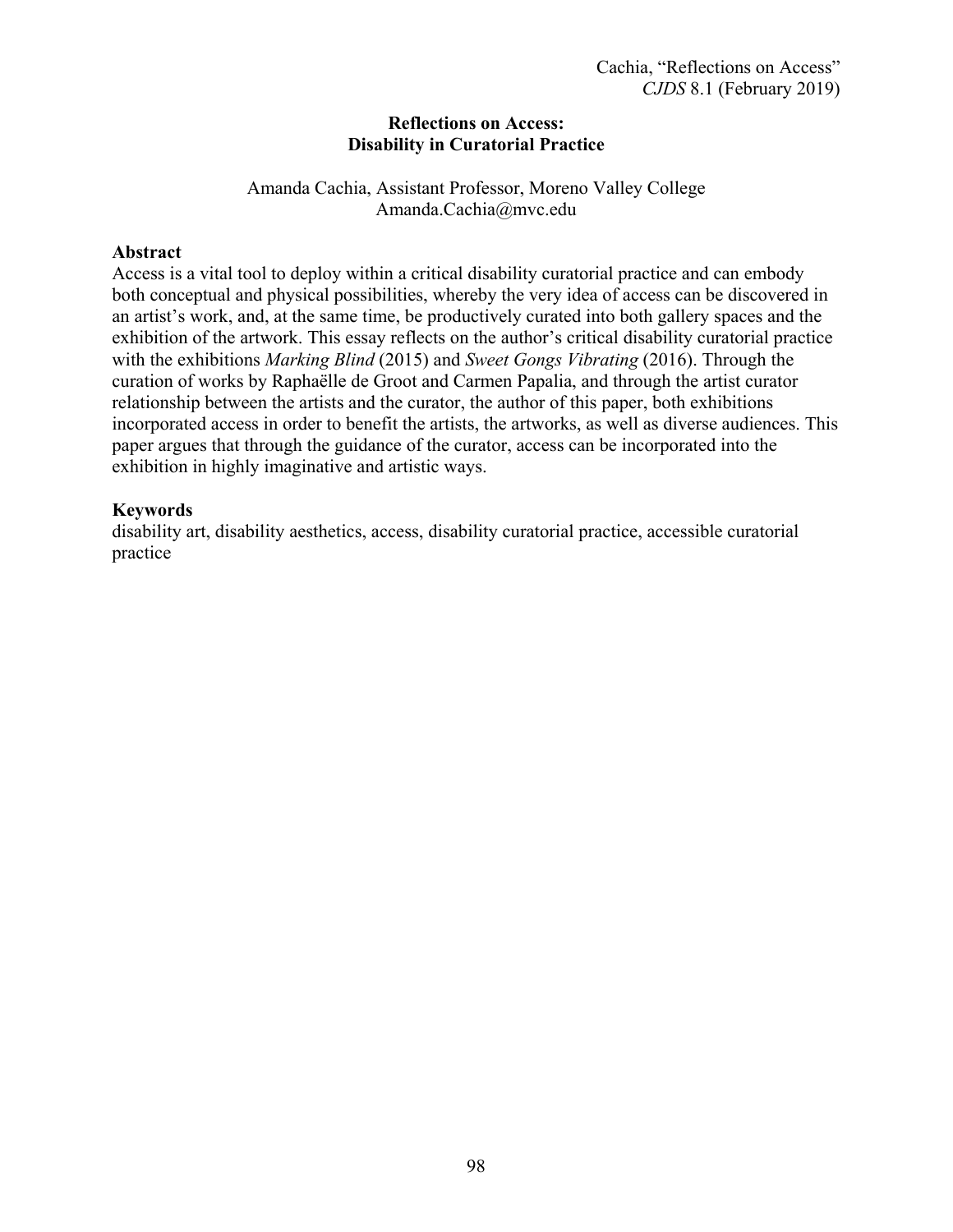# Reflections on Access: Disability in Curatorial Practice

Amanda Cachia, Assistant Professor, Moreno Valley College
Amanda.Cachia@mvc.edu

### Abstract

Access is a vital tool to deploy within a critical disability curatorial practice and can embody both conceptual and physical possibilities, whereby the very idea of access can be discovered in an artist's work, and, at the same time, be productively curated into both gallery spaces and the exhibition of the artwork. This essay reflects on the author's critical disability curatorial practice with the exhibitions *Marking Blind* (2015) and *Sweet Gongs Vibrating* (2016). Through the curation of works by Raphaëlle de Groot and Carmen Papalia, and through the artist curator relationship between the artists and the curator, the author of this paper, both exhibitions incorporated access in order to benefit the artists, the artworks, as well as diverse audiences. This paper argues that through the guidance of the curator, access can be incorporated into the exhibition in highly imaginative and artistic ways.

### Keywords

disability art, disability aesthetics, access, disability curatorial practice, accessible curatorial practice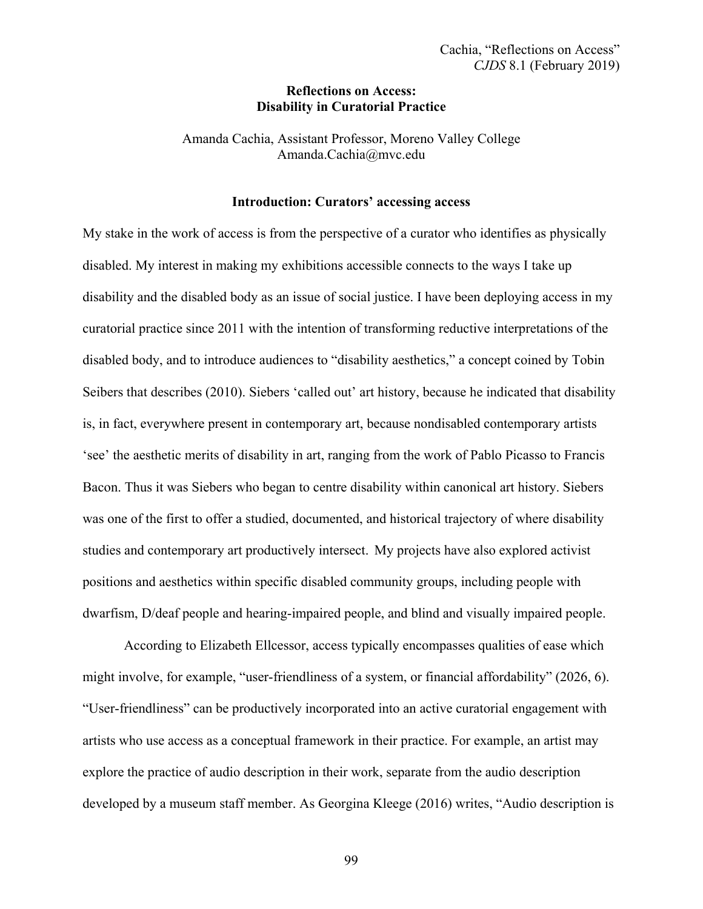## Reflections on Access: Disability in Curatorial Practice

Amanda Cachia, Assistant Professor, Moreno Valley College
Amanda.Cachia@mvc.edu

### Introduction: Curators' accessing access

My stake in the work of access is from the perspective of a curator who identifies as physically disabled. My interest in making my exhibitions accessible connects to the ways I take up disability and the disabled body as an issue of social justice. I have been deploying access in my curatorial practice since 2011 with the intention of transforming reductive interpretations of the disabled body, and to introduce audiences to "disability aesthetics," a concept coined by Tobin Seibers that describes (2010). Siebers 'called out' art history, because he indicated that disability is, in fact, everywhere present in contemporary art, because nondisabled contemporary artists 'see' the aesthetic merits of disability in art, ranging from the work of Pablo Picasso to Francis Bacon. Thus it was Siebers who began to centre disability within canonical art history. Siebers was one of the first to offer a studied, documented, and historical trajectory of where disability studies and contemporary art productively intersect. My projects have also explored activist positions and aesthetics within specific disabled community groups, including people with dwarfism, D/deaf people and hearing-impaired people, and blind and visually impaired people.

According to Elizabeth Ellcessor, access typically encompasses qualities of ease which might involve, for example, "user-friendliness of a system, or financial affordability" (2026, 6). "User-friendliness" can be productively incorporated into an active curatorial engagement with artists who use access as a conceptual framework in their practice. For example, an artist may explore the practice of audio description in their work, separate from the audio description developed by a museum staff member. As Georgina Kleege (2016) writes, "Audio description is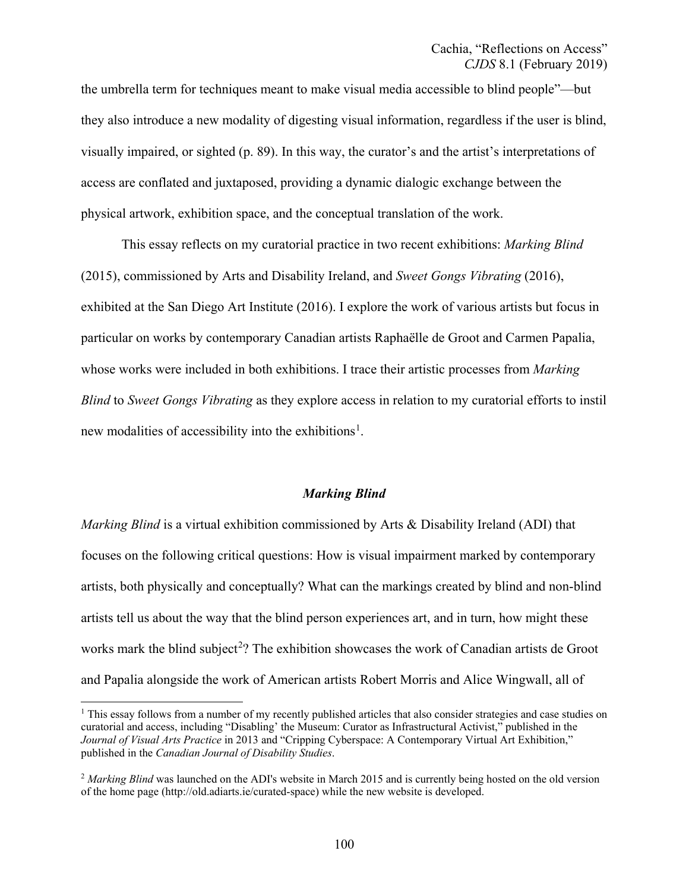the umbrella term for techniques meant to make visual media accessible to blind people"—but they also introduce a new modality of digesting visual information, regardless if the user is blind, visually impaired, or sighted (p. 89). In this way, the curator's and the artist's interpretations of access are conflated and juxtaposed, providing a dynamic dialogic exchange between the physical artwork, exhibition space, and the conceptual translation of the work.

This essay reflects on my curatorial practice in two recent exhibitions: *Marking Blind* (2015), commissioned by Arts and Disability Ireland, and *Sweet Gongs Vibrating* (2016), exhibited at the San Diego Art Institute (2016). I explore the work of various artists but focus in particular on works by contemporary Canadian artists Raphaëlle de Groot and Carmen Papalia, whose works were included in both exhibitions. I trace their artistic processes from *Marking Blind* to *Sweet Gongs Vibrating* as they explore access in relation to my curatorial efforts to instil new modalities of accessibility into the exhibitions[1].

## *Marking Blind*

*Marking Blind* is a virtual exhibition commissioned by Arts & Disability Ireland (ADI) that focuses on the following critical questions: How is visual impairment marked by contemporary artists, both physically and conceptually? What can the markings created by blind and non-blind artists tell us about the way that the blind person experiences art, and in turn, how might these works mark the blind subject[2]? The exhibition showcases the work of Canadian artists de Groot and Papalia alongside the work of American artists Robert Morris and Alice Wingwall, all of

[1] This essay follows from a number of my recently published articles that also consider strategies and case studies on curatorial and access, including "Disabling' the Museum: Curator as Infrastructural Activist," published in the *Journal of Visual Arts Practice* in 2013 and "Cripping Cyberspace: A Contemporary Virtual Art Exhibition," published in the *Canadian Journal of Disability Studies*.

[2] *Marking Blind* was launched on the ADI's website in March 2015 and is currently being hosted on the old version of the home page (http://old.adiarts.ie/curated-space) while the new website is developed.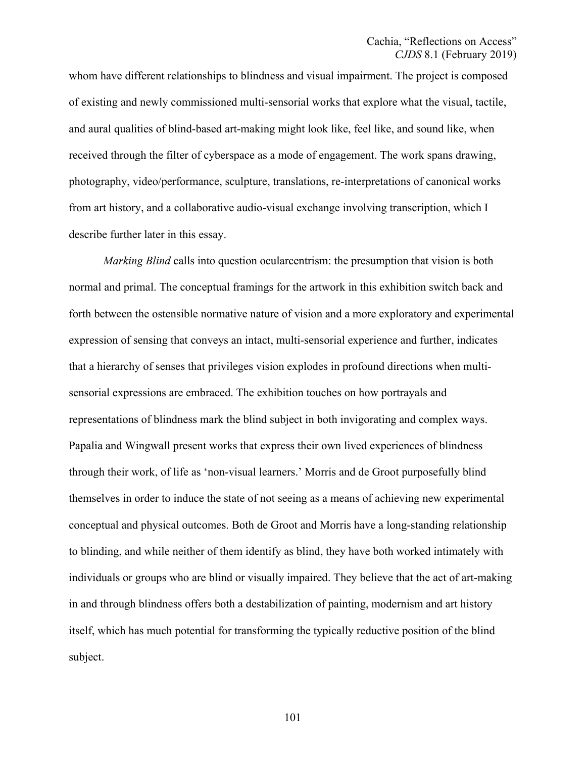whom have different relationships to blindness and visual impairment. The project is composed of existing and newly commissioned multi-sensorial works that explore what the visual, tactile, and aural qualities of blind-based art-making might look like, feel like, and sound like, when received through the filter of cyberspace as a mode of engagement. The work spans drawing, photography, video/performance, sculpture, translations, re-interpretations of canonical works from art history, and a collaborative audio-visual exchange involving transcription, which I describe further later in this essay.

*Marking Blind* calls into question ocularcentrism: the presumption that vision is both normal and primal. The conceptual framings for the artwork in this exhibition switch back and forth between the ostensible normative nature of vision and a more exploratory and experimental expression of sensing that conveys an intact, multi-sensorial experience and further, indicates that a hierarchy of senses that privileges vision explodes in profound directions when multi-sensorial expressions are embraced. The exhibition touches on how portrayals and representations of blindness mark the blind subject in both invigorating and complex ways. Papalia and Wingwall present works that express their own lived experiences of blindness through their work, of life as 'non-visual learners.' Morris and de Groot purposefully blind themselves in order to induce the state of not seeing as a means of achieving new experimental conceptual and physical outcomes. Both de Groot and Morris have a long-standing relationship to blinding, and while neither of them identify as blind, they have both worked intimately with individuals or groups who are blind or visually impaired. They believe that the act of art-making in and through blindness offers both a destabilization of painting, modernism and art history itself, which has much potential for transforming the typically reductive position of the blind subject.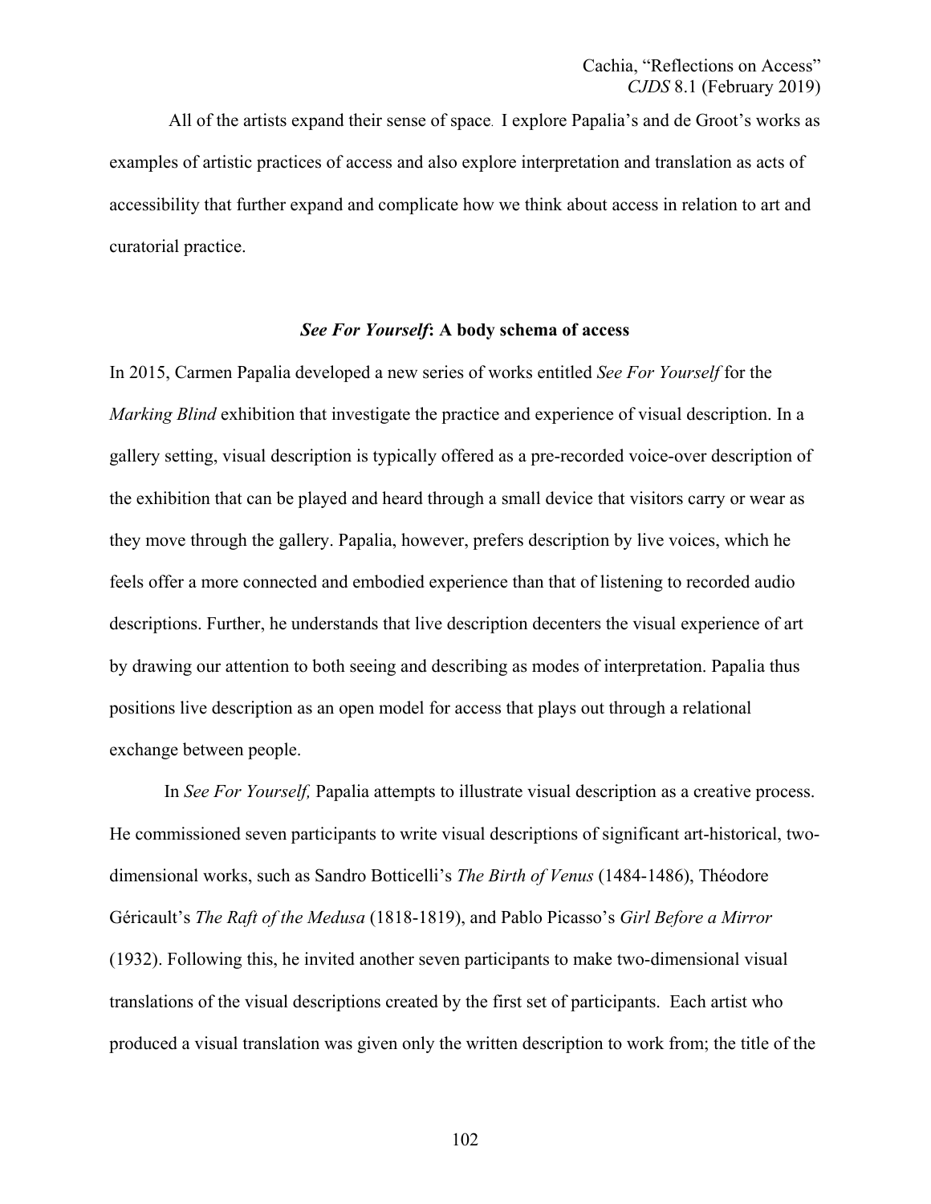All of the artists expand their sense of space. I explore Papalia's and de Groot's works as examples of artistic practices of access and also explore interpretation and translation as acts of accessibility that further expand and complicate how we think about access in relation to art and curatorial practice.

### ***See For Yourself*: A body schema of access**

In 2015, Carmen Papalia developed a new series of works entitled *See For Yourself* for the *Marking Blind* exhibition that investigate the practice and experience of visual description. In a gallery setting, visual description is typically offered as a pre-recorded voice-over description of the exhibition that can be played and heard through a small device that visitors carry or wear as they move through the gallery. Papalia, however, prefers description by live voices, which he feels offer a more connected and embodied experience than that of listening to recorded audio descriptions. Further, he understands that live description decenters the visual experience of art by drawing our attention to both seeing and describing as modes of interpretation. Papalia thus positions live description as an open model for access that plays out through a relational exchange between people.

In *See For Yourself,* Papalia attempts to illustrate visual description as a creative process. He commissioned seven participants to write visual descriptions of significant art-historical, two-dimensional works, such as Sandro Botticelli's *The Birth of Venus* (1484-1486), Théodore Géricault's *The Raft of the Medusa* (1818-1819), and Pablo Picasso's *Girl Before a Mirror* (1932). Following this, he invited another seven participants to make two-dimensional visual translations of the visual descriptions created by the first set of participants. Each artist who produced a visual translation was given only the written description to work from; the title of the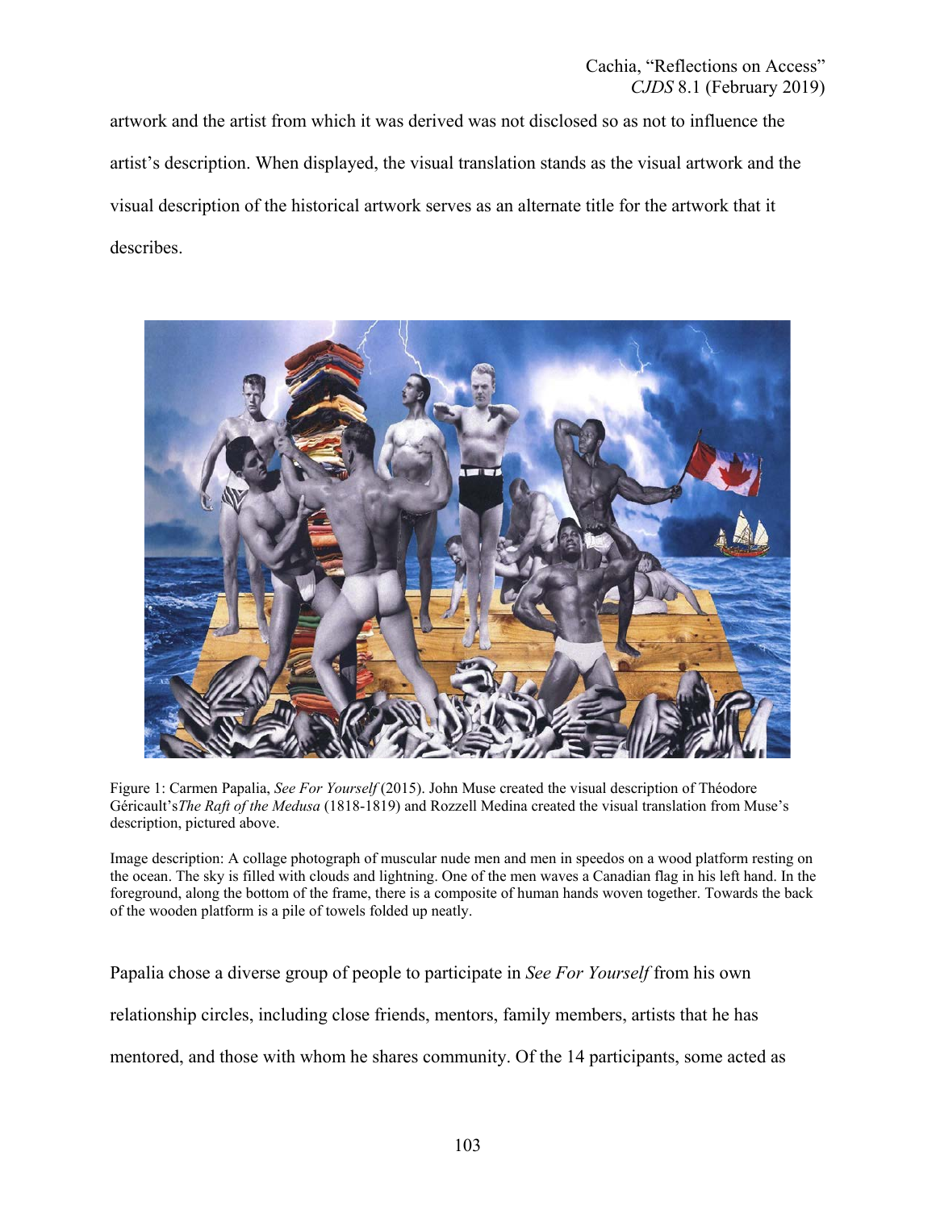artwork and the artist from which it was derived was not disclosed so as not to influence the artist's description. When displayed, the visual translation stands as the visual artwork and the visual description of the historical artwork serves as an alternate title for the artwork that it describes.

Figure 1: Carmen Papalia, *See For Yourself* (2015). John Muse created the visual description of Théodore Géricault's *The Raft of the Medusa* (1818-1819) and Rozzell Medina created the visual translation from Muse's description, pictured above.

Image description: A collage photograph of muscular nude men and men in speedos on a wood platform resting on the ocean. The sky is filled with clouds and lightning. One of the men waves a Canadian flag in his left hand. In the foreground, along the bottom of the frame, there is a composite of human hands woven together. Towards the back of the wooden platform is a pile of towels folded up neatly.

Papalia chose a diverse group of people to participate in *See For Yourself* from his own relationship circles, including close friends, mentors, family members, artists that he has mentored, and those with whom he shares community. Of the 14 participants, some acted as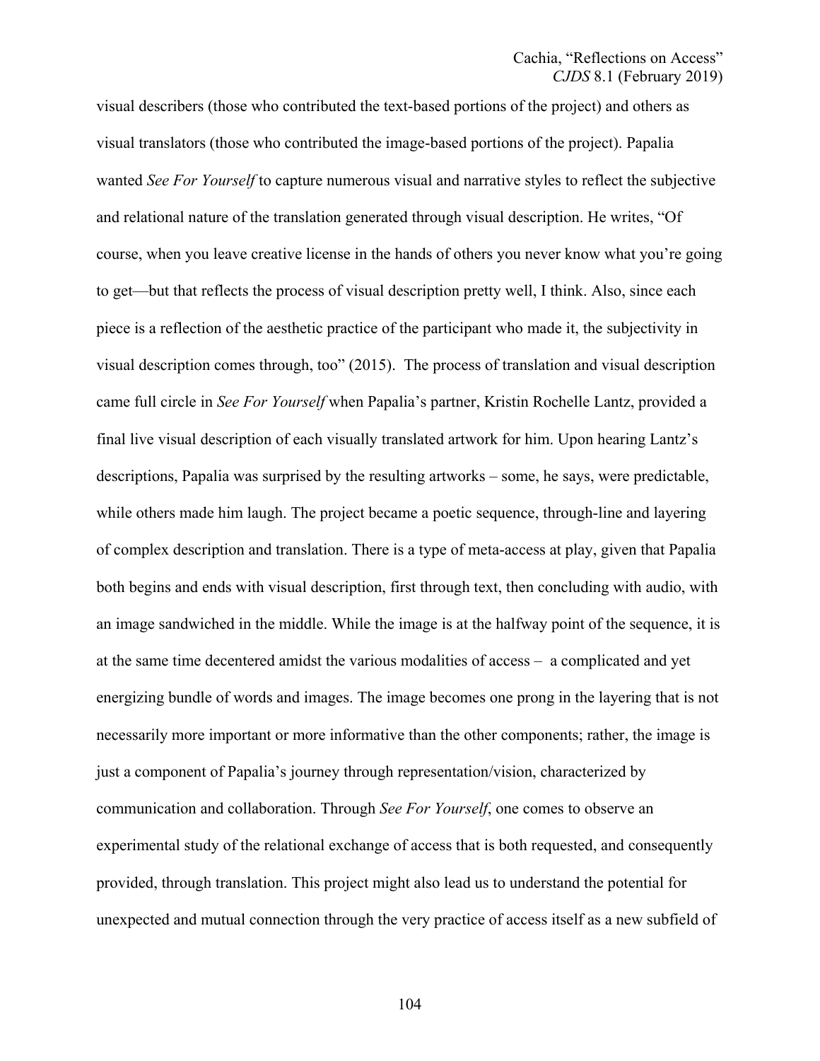visual describers (those who contributed the text-based portions of the project) and others as visual translators (those who contributed the image-based portions of the project). Papalia wanted *See For Yourself* to capture numerous visual and narrative styles to reflect the subjective and relational nature of the translation generated through visual description. He writes, "Of course, when you leave creative license in the hands of others you never know what you're going to get—but that reflects the process of visual description pretty well, I think. Also, since each piece is a reflection of the aesthetic practice of the participant who made it, the subjectivity in visual description comes through, too" (2015). The process of translation and visual description came full circle in *See For Yourself* when Papalia's partner, Kristin Rochelle Lantz, provided a final live visual description of each visually translated artwork for him. Upon hearing Lantz's descriptions, Papalia was surprised by the resulting artworks – some, he says, were predictable, while others made him laugh. The project became a poetic sequence, through-line and layering of complex description and translation. There is a type of meta-access at play, given that Papalia both begins and ends with visual description, first through text, then concluding with audio, with an image sandwiched in the middle. While the image is at the halfway point of the sequence, it is at the same time decentered amidst the various modalities of access – a complicated and yet energizing bundle of words and images. The image becomes one prong in the layering that is not necessarily more important or more informative than the other components; rather, the image is just a component of Papalia's journey through representation/vision, characterized by communication and collaboration. Through *See For Yourself*, one comes to observe an experimental study of the relational exchange of access that is both requested, and consequently provided, through translation. This project might also lead us to understand the potential for unexpected and mutual connection through the very practice of access itself as a new subfield of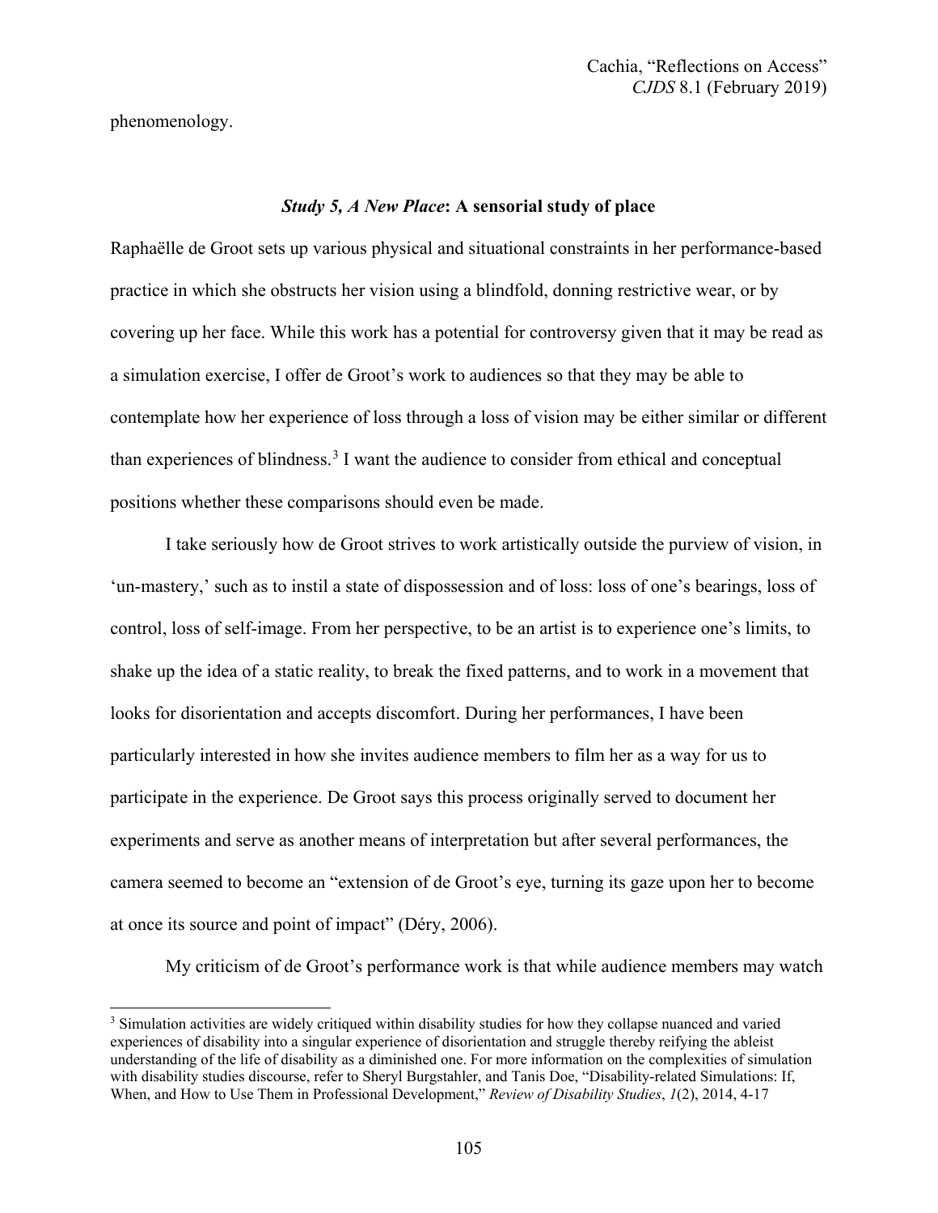phenomenology.

### *Study 5, A New Place*: A sensorial study of place

Raphaëlle de Groot sets up various physical and situational constraints in her performance-based practice in which she obstructs her vision using a blindfold, donning restrictive wear, or by covering up her face. While this work has a potential for controversy given that it may be read as a simulation exercise, I offer de Groot's work to audiences so that they may be able to contemplate how her experience of loss through a loss of vision may be either similar or different than experiences of blindness.[3] I want the audience to consider from ethical and conceptual positions whether these comparisons should even be made.

I take seriously how de Groot strives to work artistically outside the purview of vision, in 'un-mastery,' such as to instil a state of dispossession and of loss: loss of one's bearings, loss of control, loss of self-image. From her perspective, to be an artist is to experience one's limits, to shake up the idea of a static reality, to break the fixed patterns, and to work in a movement that looks for disorientation and accepts discomfort. During her performances, I have been particularly interested in how she invites audience members to film her as a way for us to participate in the experience. De Groot says this process originally served to document her experiments and serve as another means of interpretation but after several performances, the camera seemed to become an "extension of de Groot's eye, turning its gaze upon her to become at once its source and point of impact" (Déry, 2006).

My criticism of de Groot's performance work is that while audience members may watch

---

[3] Simulation activities are widely critiqued within disability studies for how they collapse nuanced and varied experiences of disability into a singular experience of disorientation and struggle thereby reifying the ableist understanding of the life of disability as a diminished one. For more information on the complexities of simulation with disability studies discourse, refer to Sheryl Burgstahler, and Tanis Doe, "Disability-related Simulations: If, When, and How to Use Them in Professional Development," *Review of Disability Studies*, *1*(2), 2014, 4-17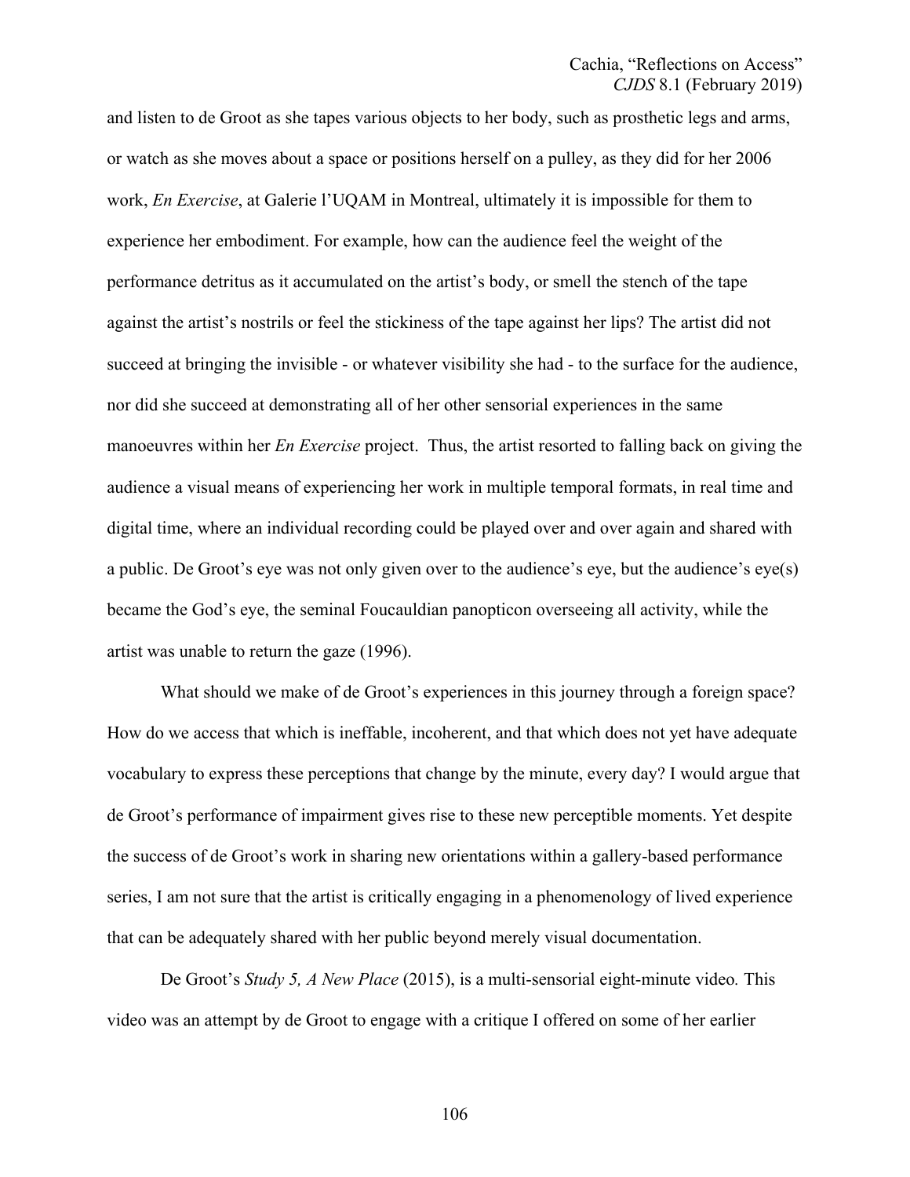and listen to de Groot as she tapes various objects to her body, such as prosthetic legs and arms, or watch as she moves about a space or positions herself on a pulley, as they did for her 2006 work, *En Exercise*, at Galerie l'UQAM in Montreal, ultimately it is impossible for them to experience her embodiment. For example, how can the audience feel the weight of the performance detritus as it accumulated on the artist's body, or smell the stench of the tape against the artist's nostrils or feel the stickiness of the tape against her lips? The artist did not succeed at bringing the invisible - or whatever visibility she had - to the surface for the audience, nor did she succeed at demonstrating all of her other sensorial experiences in the same manoeuvres within her *En Exercise* project. Thus, the artist resorted to falling back on giving the audience a visual means of experiencing her work in multiple temporal formats, in real time and digital time, where an individual recording could be played over and over again and shared with a public. De Groot's eye was not only given over to the audience's eye, but the audience's eye(s) became the God's eye, the seminal Foucauldian panopticon overseeing all activity, while the artist was unable to return the gaze (1996).

What should we make of de Groot's experiences in this journey through a foreign space? How do we access that which is ineffable, incoherent, and that which does not yet have adequate vocabulary to express these perceptions that change by the minute, every day? I would argue that de Groot's performance of impairment gives rise to these new perceptible moments. Yet despite the success of de Groot's work in sharing new orientations within a gallery-based performance series, I am not sure that the artist is critically engaging in a phenomenology of lived experience that can be adequately shared with her public beyond merely visual documentation.

De Groot's *Study 5, A New Place* (2015), is a multi-sensorial eight-minute video. This video was an attempt by de Groot to engage with a critique I offered on some of her earlier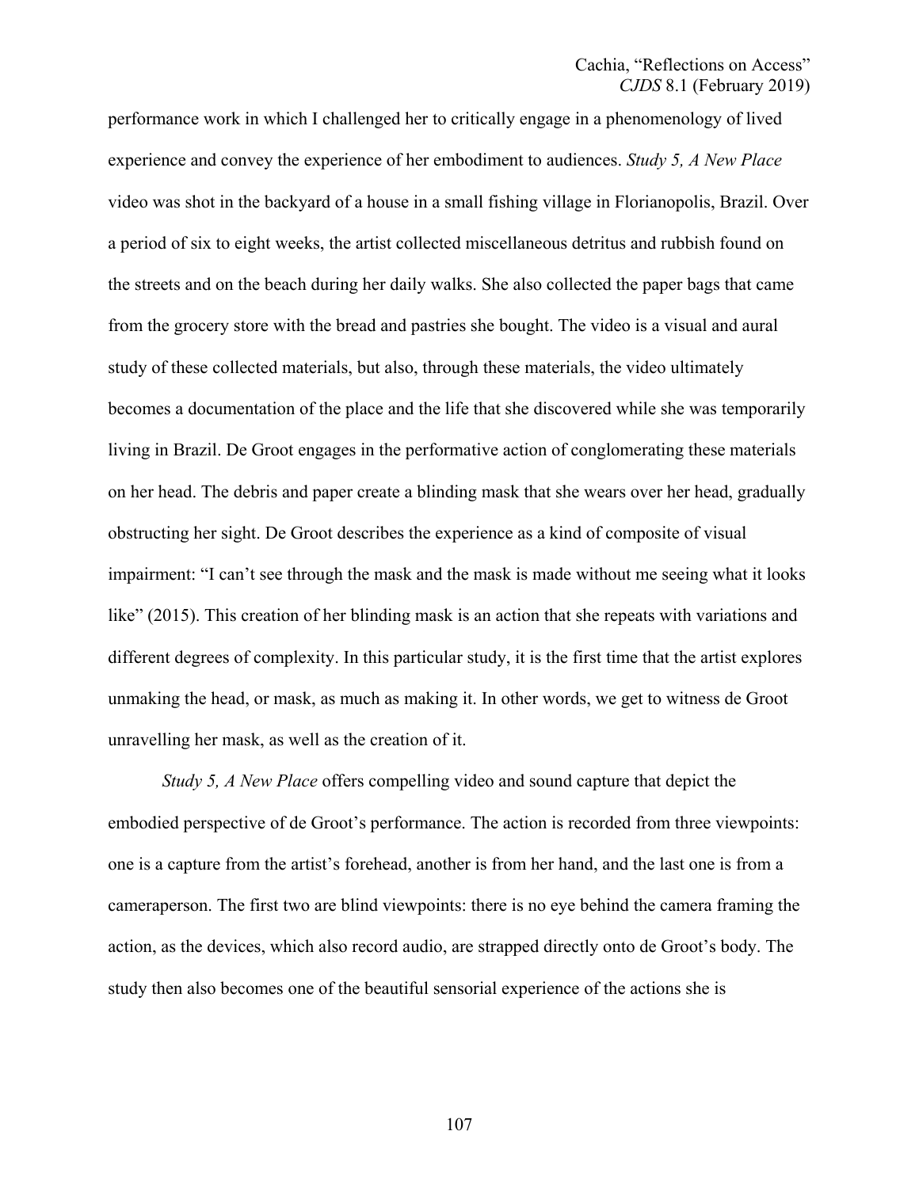performance work in which I challenged her to critically engage in a phenomenology of lived experience and convey the experience of her embodiment to audiences. *Study 5, A New Place* video was shot in the backyard of a house in a small fishing village in Florianopolis, Brazil. Over a period of six to eight weeks, the artist collected miscellaneous detritus and rubbish found on the streets and on the beach during her daily walks. She also collected the paper bags that came from the grocery store with the bread and pastries she bought. The video is a visual and aural study of these collected materials, but also, through these materials, the video ultimately becomes a documentation of the place and the life that she discovered while she was temporarily living in Brazil. De Groot engages in the performative action of conglomerating these materials on her head. The debris and paper create a blinding mask that she wears over her head, gradually obstructing her sight. De Groot describes the experience as a kind of composite of visual impairment: "I can't see through the mask and the mask is made without me seeing what it looks like" (2015). This creation of her blinding mask is an action that she repeats with variations and different degrees of complexity. In this particular study, it is the first time that the artist explores unmaking the head, or mask, as much as making it. In other words, we get to witness de Groot unravelling her mask, as well as the creation of it.

*Study 5, A New Place* offers compelling video and sound capture that depict the embodied perspective of de Groot's performance. The action is recorded from three viewpoints: one is a capture from the artist's forehead, another is from her hand, and the last one is from a cameraperson. The first two are blind viewpoints: there is no eye behind the camera framing the action, as the devices, which also record audio, are strapped directly onto de Groot's body. The study then also becomes one of the beautiful sensorial experience of the actions she is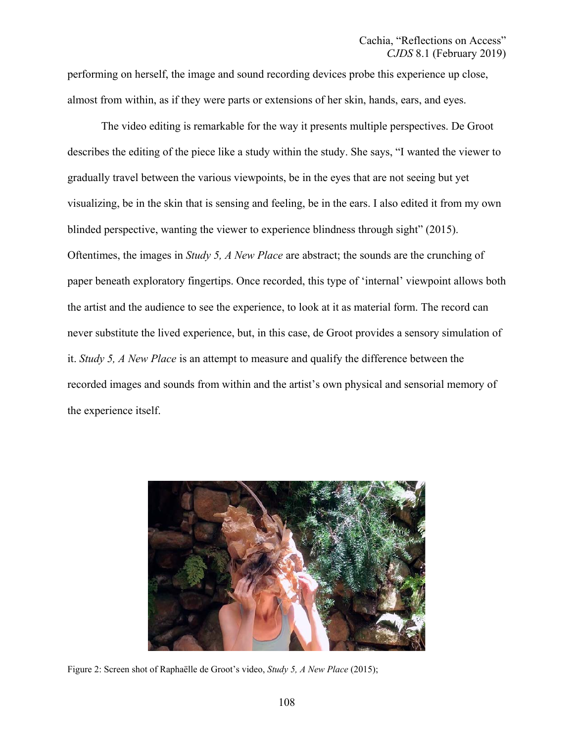performing on herself, the image and sound recording devices probe this experience up close, almost from within, as if they were parts or extensions of her skin, hands, ears, and eyes.

The video editing is remarkable for the way it presents multiple perspectives. De Groot describes the editing of the piece like a study within the study. She says, "I wanted the viewer to gradually travel between the various viewpoints, be in the eyes that are not seeing but yet visualizing, be in the skin that is sensing and feeling, be in the ears. I also edited it from my own blinded perspective, wanting the viewer to experience blindness through sight" (2015). Oftentimes, the images in *Study 5, A New Place* are abstract; the sounds are the crunching of paper beneath exploratory fingertips. Once recorded, this type of 'internal' viewpoint allows both the artist and the audience to see the experience, to look at it as material form. The record can never substitute the lived experience, but, in this case, de Groot provides a sensory simulation of it. *Study 5, A New Place* is an attempt to measure and qualify the difference between the recorded images and sounds from within and the artist's own physical and sensorial memory of the experience itself.

Figure 2: Screen shot of Raphaëlle de Groot's video, *Study 5, A New Place* (2015);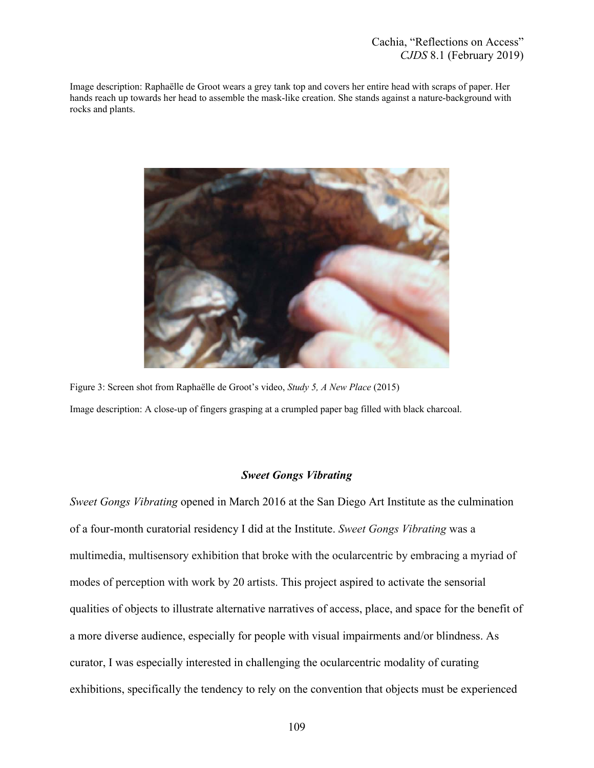Image description: Raphaëlle de Groot wears a grey tank top and covers her entire head with scraps of paper. Her hands reach up towards her head to assemble the mask-like creation. She stands against a nature-background with rocks and plants.

Figure 3: Screen shot from Raphaëlle de Groot's video, *Study 5, A New Place* (2015)

Image description: A close-up of fingers grasping at a crumpled paper bag filled with black charcoal.

### ***Sweet Gongs Vibrating***

*Sweet Gongs Vibrating* opened in March 2016 at the San Diego Art Institute as the culmination of a four-month curatorial residency I did at the Institute. *Sweet Gongs Vibrating* was a multimedia, multisensory exhibition that broke with the ocularcentric by embracing a myriad of modes of perception with work by 20 artists. This project aspired to activate the sensorial qualities of objects to illustrate alternative narratives of access, place, and space for the benefit of a more diverse audience, especially for people with visual impairments and/or blindness. As curator, I was especially interested in challenging the ocularcentric modality of curating exhibitions, specifically the tendency to rely on the convention that objects must be experienced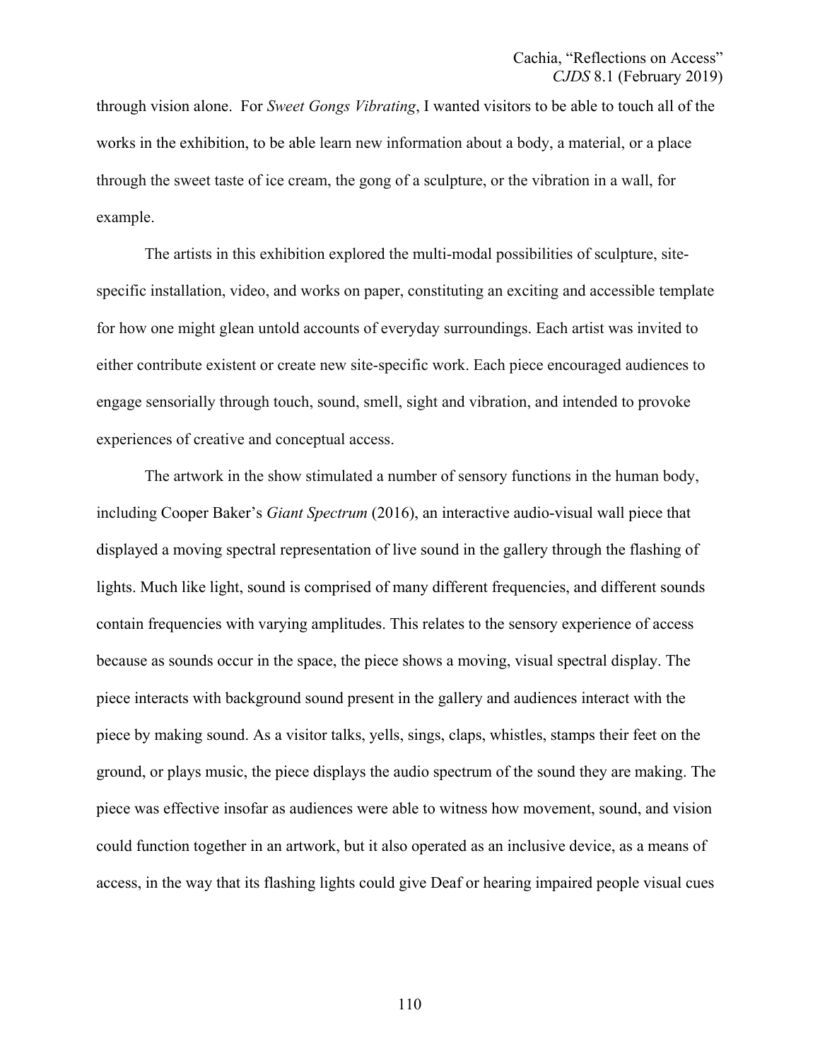through vision alone. For *Sweet Gongs Vibrating*, I wanted visitors to be able to touch all of the works in the exhibition, to be able learn new information about a body, a material, or a place through the sweet taste of ice cream, the gong of a sculpture, or the vibration in a wall, for example.

The artists in this exhibition explored the multi-modal possibilities of sculpture, site-specific installation, video, and works on paper, constituting an exciting and accessible template for how one might glean untold accounts of everyday surroundings. Each artist was invited to either contribute existent or create new site-specific work. Each piece encouraged audiences to engage sensorially through touch, sound, smell, sight and vibration, and intended to provoke experiences of creative and conceptual access.

The artwork in the show stimulated a number of sensory functions in the human body, including Cooper Baker's *Giant Spectrum* (2016), an interactive audio-visual wall piece that displayed a moving spectral representation of live sound in the gallery through the flashing of lights. Much like light, sound is comprised of many different frequencies, and different sounds contain frequencies with varying amplitudes. This relates to the sensory experience of access because as sounds occur in the space, the piece shows a moving, visual spectral display. The piece interacts with background sound present in the gallery and audiences interact with the piece by making sound. As a visitor talks, yells, sings, claps, whistles, stamps their feet on the ground, or plays music, the piece displays the audio spectrum of the sound they are making. The piece was effective insofar as audiences were able to witness how movement, sound, and vision could function together in an artwork, but it also operated as an inclusive device, as a means of access, in the way that its flashing lights could give Deaf or hearing impaired people visual cues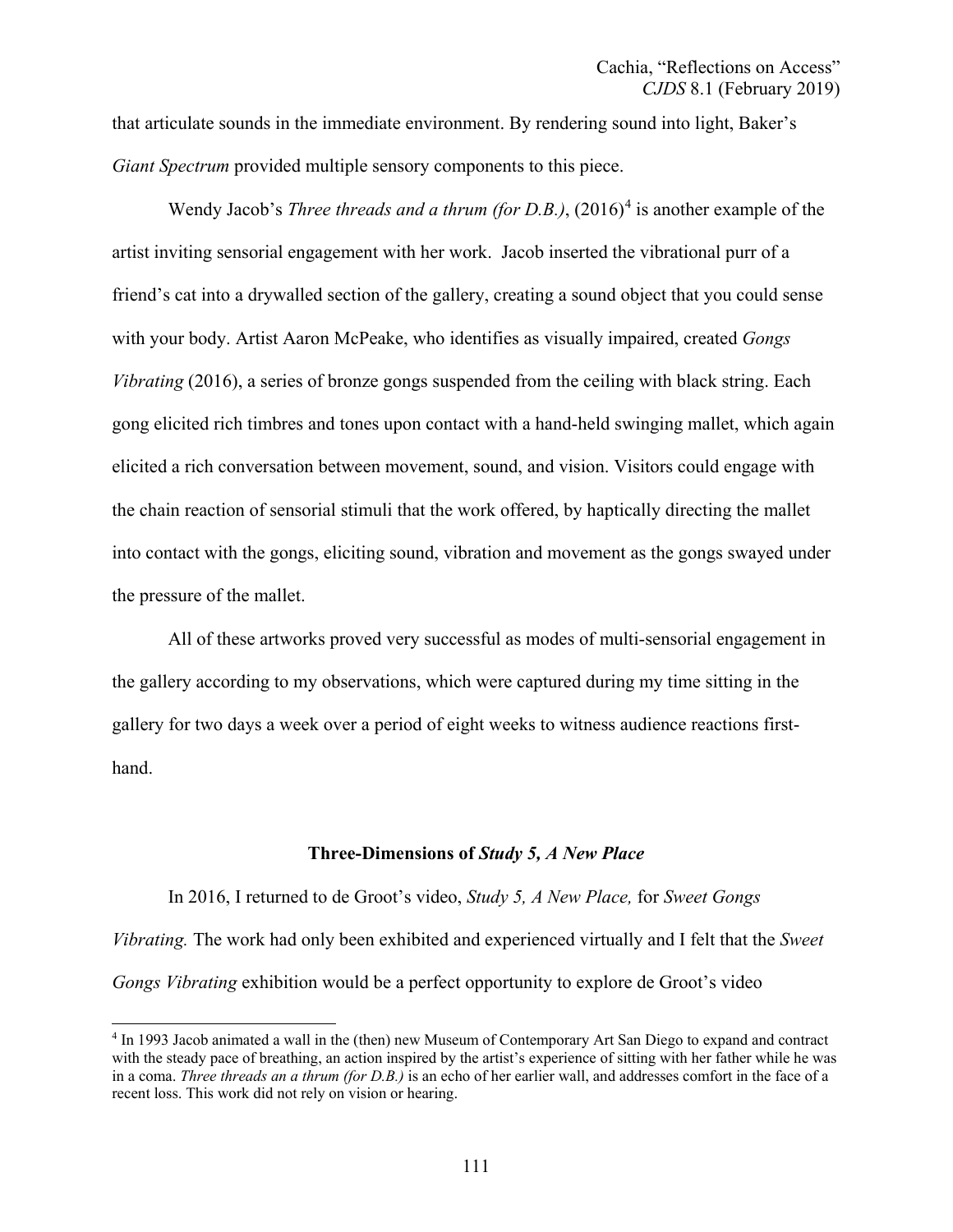that articulate sounds in the immediate environment. By rendering sound into light, Baker's *Giant Spectrum* provided multiple sensory components to this piece.

Wendy Jacob's *Three threads and a thrum (for D.B.)*, (2016)[4] is another example of the artist inviting sensorial engagement with her work. Jacob inserted the vibrational purr of a friend's cat into a drywalled section of the gallery, creating a sound object that you could sense with your body. Artist Aaron McPeake, who identifies as visually impaired, created *Gongs Vibrating* (2016), a series of bronze gongs suspended from the ceiling with black string. Each gong elicited rich timbres and tones upon contact with a hand-held swinging mallet, which again elicited a rich conversation between movement, sound, and vision. Visitors could engage with the chain reaction of sensorial stimuli that the work offered, by haptically directing the mallet into contact with the gongs, eliciting sound, vibration and movement as the gongs swayed under the pressure of the mallet.

All of these artworks proved very successful as modes of multi-sensorial engagement in the gallery according to my observations, which were captured during my time sitting in the gallery for two days a week over a period of eight weeks to witness audience reactions first-hand.

## Three-Dimensions of *Study 5, A New Place*

In 2016, I returned to de Groot's video, *Study 5, A New Place,* for *Sweet Gongs Vibrating.* The work had only been exhibited and experienced virtually and I felt that the *Sweet Gongs Vibrating* exhibition would be a perfect opportunity to explore de Groot's video

[4] In 1993 Jacob animated a wall in the (then) new Museum of Contemporary Art San Diego to expand and contract with the steady pace of breathing, an action inspired by the artist's experience of sitting with her father while he was in a coma. *Three threads an a thrum (for D.B.)* is an echo of her earlier wall, and addresses comfort in the face of a recent loss. This work did not rely on vision or hearing.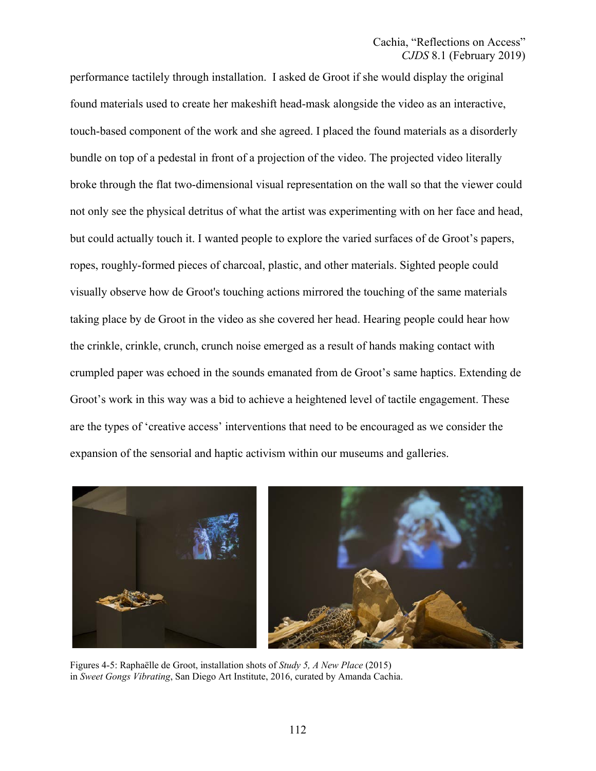performance tactilely through installation. I asked de Groot if she would display the original found materials used to create her makeshift head-mask alongside the video as an interactive, touch-based component of the work and she agreed. I placed the found materials as a disorderly bundle on top of a pedestal in front of a projection of the video. The projected video literally broke through the flat two-dimensional visual representation on the wall so that the viewer could not only see the physical detritus of what the artist was experimenting with on her face and head, but could actually touch it. I wanted people to explore the varied surfaces of de Groot's papers, ropes, roughly-formed pieces of charcoal, plastic, and other materials. Sighted people could visually observe how de Groot's touching actions mirrored the touching of the same materials taking place by de Groot in the video as she covered her head. Hearing people could hear how the crinkle, crinkle, crunch, crunch noise emerged as a result of hands making contact with crumpled paper was echoed in the sounds emanated from de Groot's same haptics. Extending de Groot's work in this way was a bid to achieve a heightened level of tactile engagement. These are the types of 'creative access' interventions that need to be encouraged as we consider the expansion of the sensorial and haptic activism within our museums and galleries.

Figures 4-5: Raphaëlle de Groot, installation shots of *Study 5, A New Place* (2015) in *Sweet Gongs Vibrating*, San Diego Art Institute, 2016, curated by Amanda Cachia.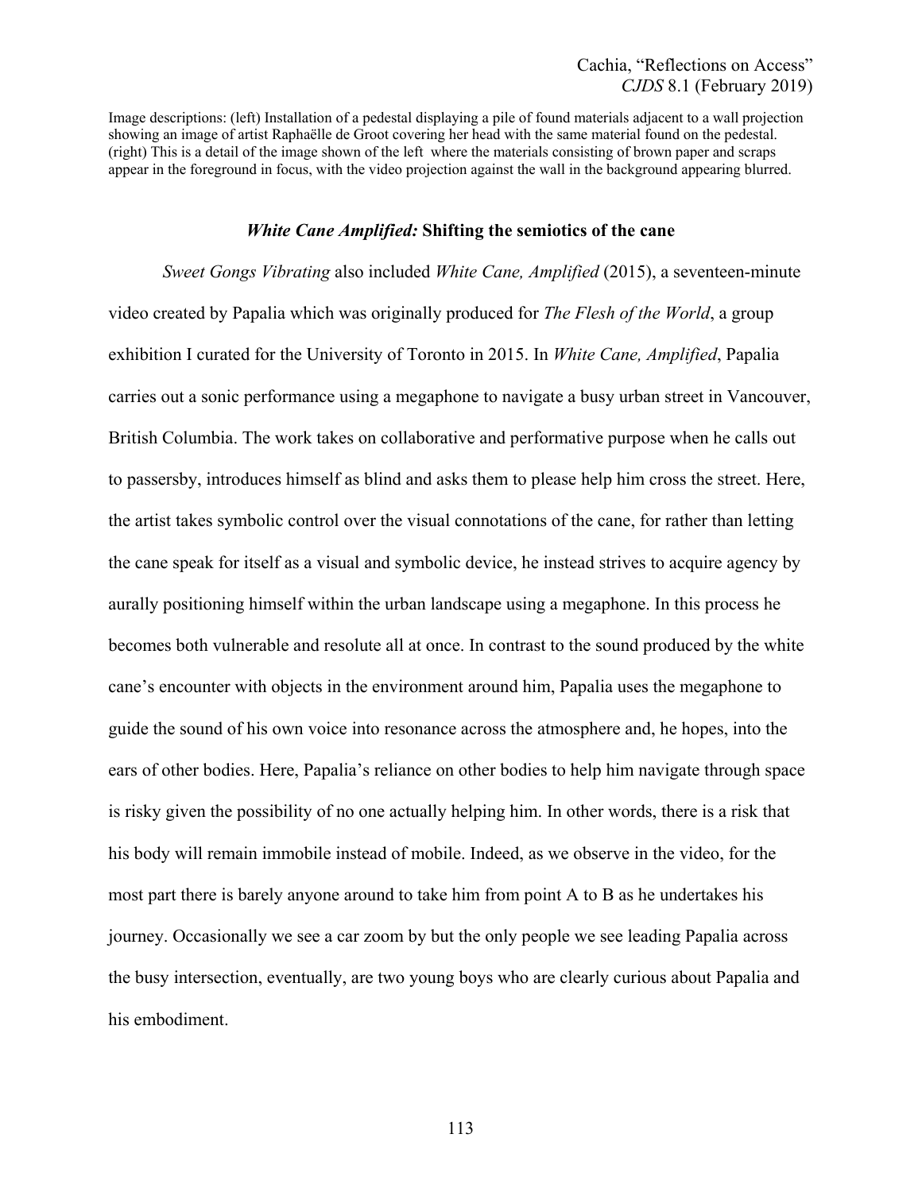Image descriptions: (left) Installation of a pedestal displaying a pile of found materials adjacent to a wall projection showing an image of artist Raphaëlle de Groot covering her head with the same material found on the pedestal. (right) This is a detail of the image shown of the left where the materials consisting of brown paper and scraps appear in the foreground in focus, with the video projection against the wall in the background appearing blurred.

### ***White Cane Amplified:* Shifting the semiotics of the cane**

*Sweet Gongs Vibrating* also included *White Cane, Amplified* (2015), a seventeen-minute video created by Papalia which was originally produced for *The Flesh of the World*, a group exhibition I curated for the University of Toronto in 2015. In *White Cane, Amplified*, Papalia carries out a sonic performance using a megaphone to navigate a busy urban street in Vancouver, British Columbia. The work takes on collaborative and performative purpose when he calls out to passersby, introduces himself as blind and asks them to please help him cross the street. Here, the artist takes symbolic control over the visual connotations of the cane, for rather than letting the cane speak for itself as a visual and symbolic device, he instead strives to acquire agency by aurally positioning himself within the urban landscape using a megaphone. In this process he becomes both vulnerable and resolute all at once. In contrast to the sound produced by the white cane's encounter with objects in the environment around him, Papalia uses the megaphone to guide the sound of his own voice into resonance across the atmosphere and, he hopes, into the ears of other bodies. Here, Papalia's reliance on other bodies to help him navigate through space is risky given the possibility of no one actually helping him. In other words, there is a risk that his body will remain immobile instead of mobile. Indeed, as we observe in the video, for the most part there is barely anyone around to take him from point A to B as he undertakes his journey. Occasionally we see a car zoom by but the only people we see leading Papalia across the busy intersection, eventually, are two young boys who are clearly curious about Papalia and his embodiment.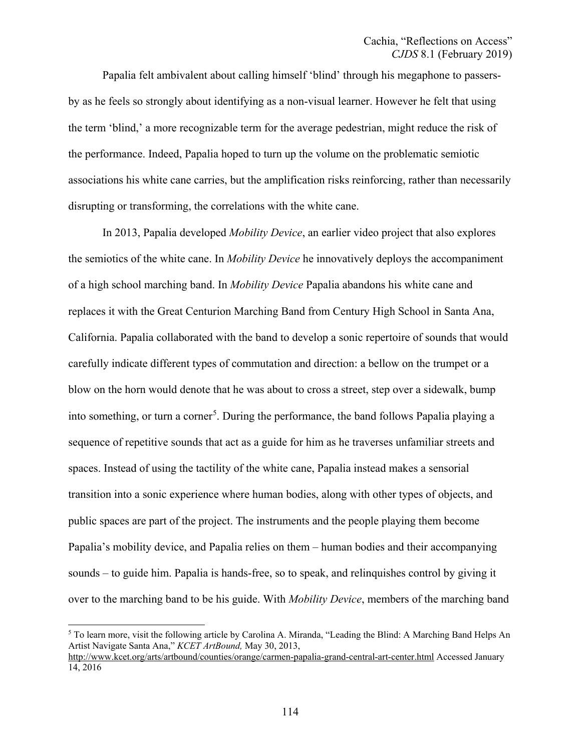Papalia felt ambivalent about calling himself 'blind' through his megaphone to passers-by as he feels so strongly about identifying as a non-visual learner. However he felt that using the term 'blind,' a more recognizable term for the average pedestrian, might reduce the risk of the performance. Indeed, Papalia hoped to turn up the volume on the problematic semiotic associations his white cane carries, but the amplification risks reinforcing, rather than necessarily disrupting or transforming, the correlations with the white cane.

In 2013, Papalia developed *Mobility Device*, an earlier video project that also explores the semiotics of the white cane. In *Mobility Device* he innovatively deploys the accompaniment of a high school marching band. In *Mobility Device* Papalia abandons his white cane and replaces it with the Great Centurion Marching Band from Century High School in Santa Ana, California. Papalia collaborated with the band to develop a sonic repertoire of sounds that would carefully indicate different types of commutation and direction: a bellow on the trumpet or a blow on the horn would denote that he was about to cross a street, step over a sidewalk, bump into something, or turn a corner[5]. During the performance, the band follows Papalia playing a sequence of repetitive sounds that act as a guide for him as he traverses unfamiliar streets and spaces. Instead of using the tactility of the white cane, Papalia instead makes a sensorial transition into a sonic experience where human bodies, along with other types of objects, and public spaces are part of the project. The instruments and the people playing them become Papalia's mobility device, and Papalia relies on them – human bodies and their accompanying sounds – to guide him. Papalia is hands-free, so to speak, and relinquishes control by giving it over to the marching band to be his guide. With *Mobility Device*, members of the marching band

[5] To learn more, visit the following article by Carolina A. Miranda, "Leading the Blind: A Marching Band Helps An Artist Navigate Santa Ana," *KCET ArtBound,* May 30, 2013, http://www.kcet.org/arts/artbound/counties/orange/carmen-papalia-grand-central-art-center.html Accessed January 14, 2016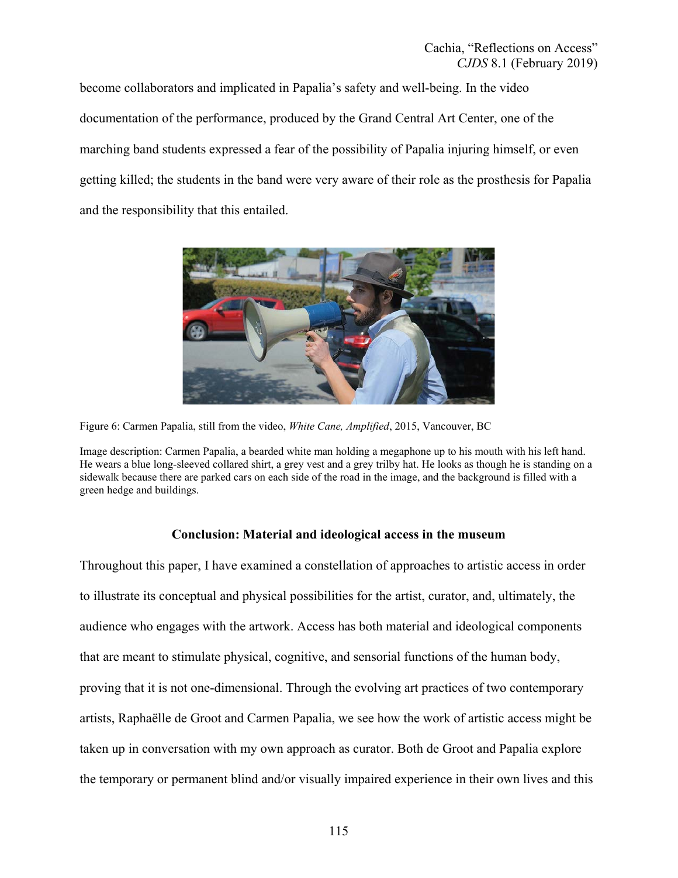become collaborators and implicated in Papalia's safety and well-being. In the video documentation of the performance, produced by the Grand Central Art Center, one of the marching band students expressed a fear of the possibility of Papalia injuring himself, or even getting killed; the students in the band were very aware of their role as the prosthesis for Papalia and the responsibility that this entailed.

Figure 6: Carmen Papalia, still from the video, *White Cane, Amplified*, 2015, Vancouver, BC

Image description: Carmen Papalia, a bearded white man holding a megaphone up to his mouth with his left hand. He wears a blue long-sleeved collared shirt, a grey vest and a grey trilby hat. He looks as though he is standing on a sidewalk because there are parked cars on each side of the road in the image, and the background is filled with a green hedge and buildings.

## Conclusion: Material and ideological access in the museum

Throughout this paper, I have examined a constellation of approaches to artistic access in order to illustrate its conceptual and physical possibilities for the artist, curator, and, ultimately, the audience who engages with the artwork. Access has both material and ideological components that are meant to stimulate physical, cognitive, and sensorial functions of the human body, proving that it is not one-dimensional. Through the evolving art practices of two contemporary artists, Raphaëlle de Groot and Carmen Papalia, we see how the work of artistic access might be taken up in conversation with my own approach as curator. Both de Groot and Papalia explore the temporary or permanent blind and/or visually impaired experience in their own lives and this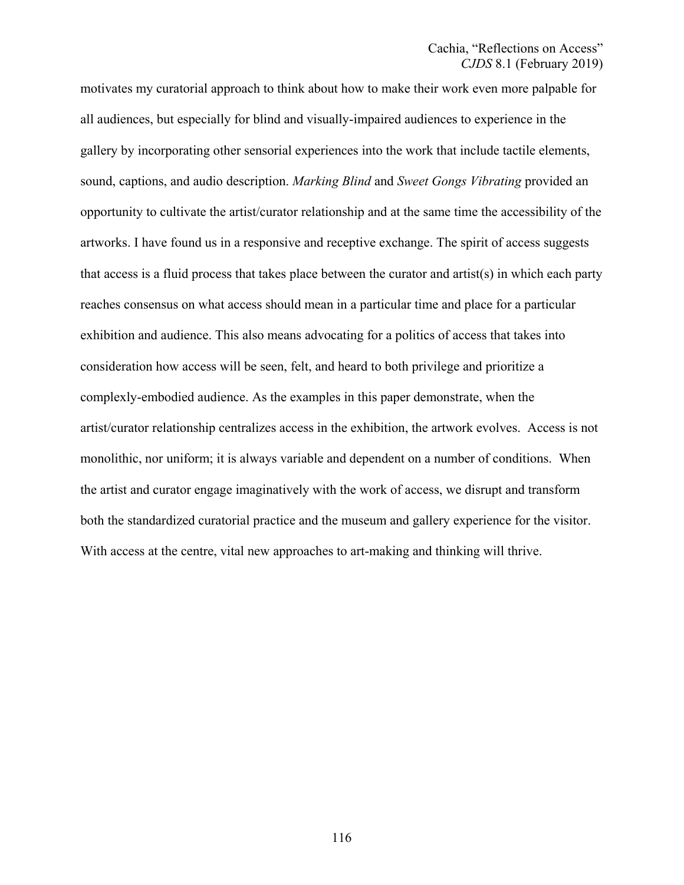motivates my curatorial approach to think about how to make their work even more palpable for all audiences, but especially for blind and visually-impaired audiences to experience in the gallery by incorporating other sensorial experiences into the work that include tactile elements, sound, captions, and audio description. *Marking Blind* and *Sweet Gongs Vibrating* provided an opportunity to cultivate the artist/curator relationship and at the same time the accessibility of the artworks. I have found us in a responsive and receptive exchange. The spirit of access suggests that access is a fluid process that takes place between the curator and artist(s) in which each party reaches consensus on what access should mean in a particular time and place for a particular exhibition and audience. This also means advocating for a politics of access that takes into consideration how access will be seen, felt, and heard to both privilege and prioritize a complexly-embodied audience. As the examples in this paper demonstrate, when the artist/curator relationship centralizes access in the exhibition, the artwork evolves. Access is not monolithic, nor uniform; it is always variable and dependent on a number of conditions. When the artist and curator engage imaginatively with the work of access, we disrupt and transform both the standardized curatorial practice and the museum and gallery experience for the visitor. With access at the centre, vital new approaches to art-making and thinking will thrive.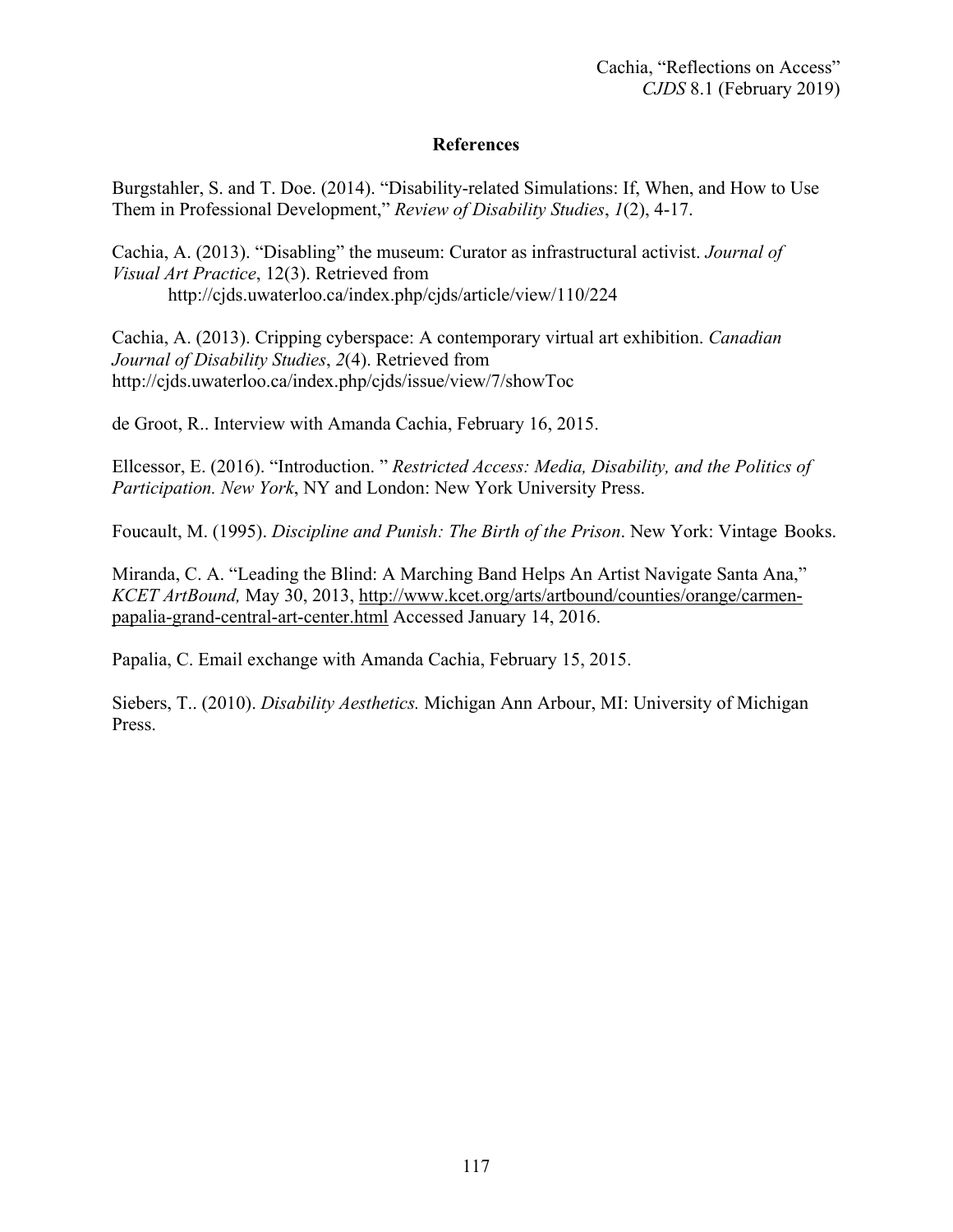## References

Burgstahler, S. and T. Doe. (2014). "Disability-related Simulations: If, When, and How to Use Them in Professional Development," *Review of Disability Studies*, *1*(2), 4-17.

Cachia, A. (2013). "Disabling" the museum: Curator as infrastructural activist. *Journal of Visual Art Practice*, 12(3). Retrieved from http://cjds.uwaterloo.ca/index.php/cjds/article/view/110/224

Cachia, A. (2013). Cripping cyberspace: A contemporary virtual art exhibition. *Canadian Journal of Disability Studies*, *2*(4). Retrieved from http://cjds.uwaterloo.ca/index.php/cjds/issue/view/7/showToc

de Groot, R.. Interview with Amanda Cachia, February 16, 2015.

Ellcessor, E. (2016). "Introduction. " *Restricted Access: Media, Disability, and the Politics of Participation. New York*, NY and London: New York University Press.

Foucault, M. (1995). *Discipline and Punish: The Birth of the Prison*. New York: Vintage Books.

Miranda, C. A. "Leading the Blind: A Marching Band Helps An Artist Navigate Santa Ana," *KCET ArtBound,* May 30, 2013, http://www.kcet.org/arts/artbound/counties/orange/carmen-papalia-grand-central-art-center.html Accessed January 14, 2016.

Papalia, C. Email exchange with Amanda Cachia, February 15, 2015.

Siebers, T.. (2010). *Disability Aesthetics.* Michigan Ann Arbour, MI: University of Michigan Press.